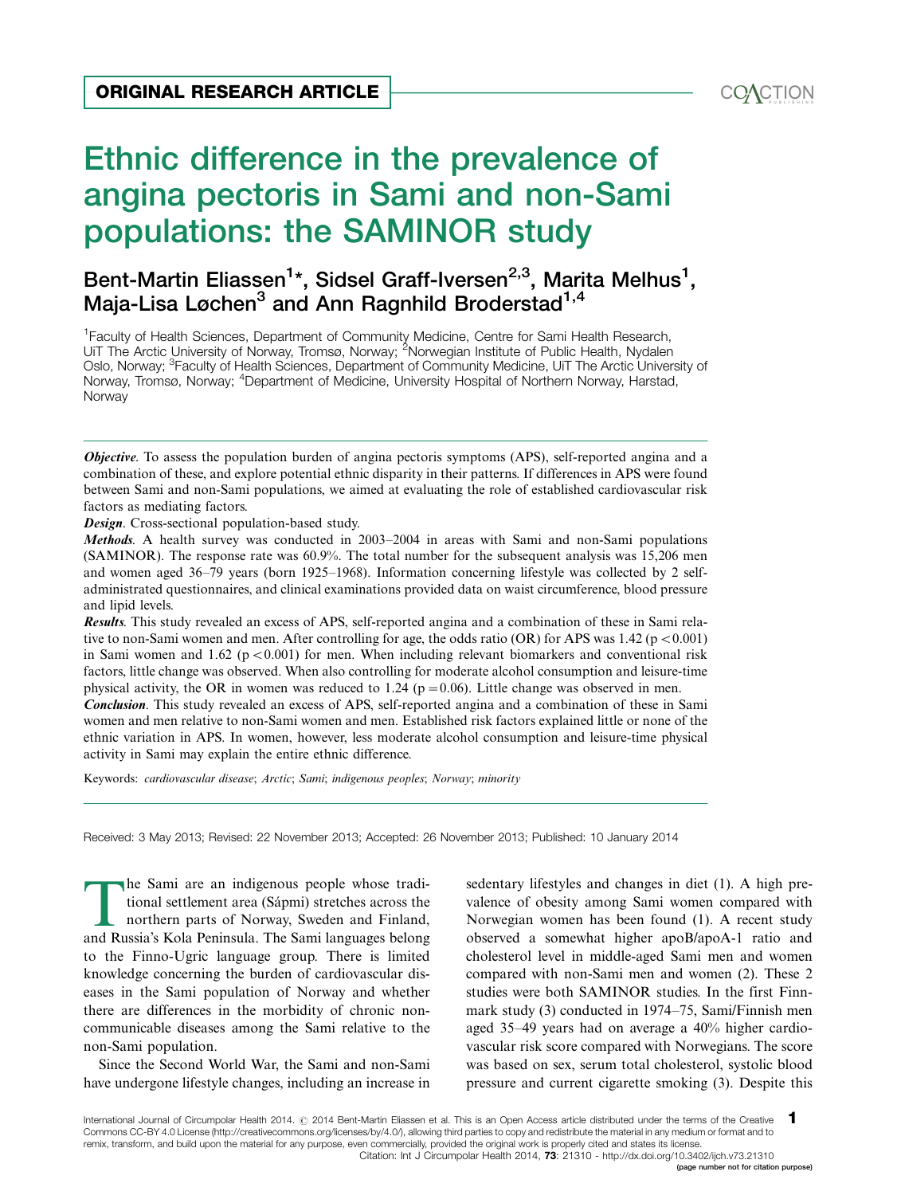ORIGINAL RESEARCH ARTICLE

# Ethnic difference in the prevalence of angina pectoris in Sami and non-Sami populations: the SAMINOR study

## Bent-Martin Eliassen[1]*, Sidsel Graff-Iversen[2,3], Marita Melhus[1], Maja-Lisa Løchen[3] and Ann Ragnhild Broderstad[1,4]

[1]Faculty of Health Sciences, Department of Community Medicine, Centre for Sami Health Research, UiT The Arctic University of Norway, Tromsø, Norway; [2]Norwegian Institute of Public Health, Nydalen Oslo, Norway; [3]Faculty of Health Sciences, Department of Community Medicine, UiT The Arctic University of Norway, Tromsø, Norway; [4]Department of Medicine, University Hospital of Northern Norway, Harstad, Norway

***Objective***. To assess the population burden of angina pectoris symptoms (APS), self-reported angina and a combination of these, and explore potential ethnic disparity in their patterns. If differences in APS were found between Sami and non-Sami populations, we aimed at evaluating the role of established cardiovascular risk factors as mediating factors.

***Design***. Cross-sectional population-based study.

***Methods***. A health survey was conducted in 2003–2004 in areas with Sami and non-Sami populations (SAMINOR). The response rate was 60.9%. The total number for the subsequent analysis was 15,206 men and women aged 36–79 years (born 1925–1968). Information concerning lifestyle was collected by 2 self-administrated questionnaires, and clinical examinations provided data on waist circumference, blood pressure and lipid levels.

***Results***. This study revealed an excess of APS, self-reported angina and a combination of these in Sami relative to non-Sami women and men. After controlling for age, the odds ratio (OR) for APS was 1.42 ($p < 0.001$) in Sami women and 1.62 ($p < 0.001$) for men. When including relevant biomarkers and conventional risk factors, little change was observed. When also controlling for moderate alcohol consumption and leisure-time physical activity, the OR in women was reduced to 1.24 ($p = 0.06$). Little change was observed in men.

***Conclusion***. This study revealed an excess of APS, self-reported angina and a combination of these in Sami women and men relative to non-Sami women and men. Established risk factors explained little or none of the ethnic variation in APS. In women, however, less moderate alcohol consumption and leisure-time physical activity in Sami may explain the entire ethnic difference.

Keywords: *cardiovascular disease*; *Arctic*; *Sami*; *indigenous peoples*; *Norway*; *minority*

Received: 3 May 2013; Revised: 22 November 2013; Accepted: 26 November 2013; Published: 10 January 2014

The Sami are an indigenous people whose traditional settlement area (Sápmi) stretches across the northern parts of Norway, Sweden and Finland, and Russia's Kola Peninsula. The Sami languages belong to the Finno-Ugric language group. There is limited knowledge concerning the burden of cardiovascular diseases in the Sami population of Norway and whether there are differences in the morbidity of chronic non-communicable diseases among the Sami relative to the non-Sami population.

Since the Second World War, the Sami and non-Sami have undergone lifestyle changes, including an increase in sedentary lifestyles and changes in diet (1). A high prevalence of obesity among Sami women compared with Norwegian women has been found (1). A recent study observed a somewhat higher apoB/apoA-1 ratio and cholesterol level in middle-aged Sami men and women compared with non-Sami men and women (2). These 2 studies were both SAMINOR studies. In the first Finnmark study (3) conducted in 1974–75, Sami/Finnish men aged 35–49 years had on average a 40% higher cardiovascular risk score compared with Norwegians. The score was based on sex, serum total cholesterol, systolic blood pressure and current cigarette smoking (3). Despite this

International Journal of Circumpolar Health 2014. © 2014 Bent-Martin Eliassen et al. This is an Open Access article distributed under the terms of the Creative Commons CC-BY 4.0 License (http://creativecommons.org/licenses/by/4.0/), allowing third parties to copy and redistribute the material in any medium or format and to remix, transform, and build upon the material for any purpose, even commercially, provided the original work is properly cited and states its license.

Citation: Int J Circumpolar Health 2014, **73**: 21310 - http://dx.doi.org/10.3402/ijch.v73.21310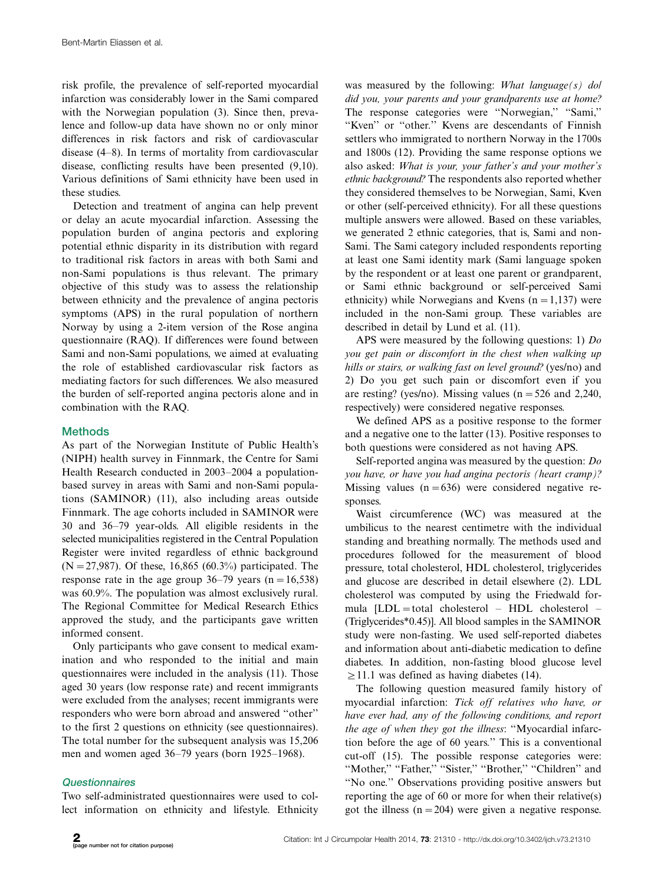risk profile, the prevalence of self-reported myocardial infarction was considerably lower in the Sami compared with the Norwegian population (3). Since then, prevalence and follow-up data have shown no or only minor differences in risk factors and risk of cardiovascular disease (4–8). In terms of mortality from cardiovascular disease, conflicting results have been presented (9,10). Various definitions of Sami ethnicity have been used in these studies.

Detection and treatment of angina can help prevent or delay an acute myocardial infarction. Assessing the population burden of angina pectoris and exploring potential ethnic disparity in its distribution with regard to traditional risk factors in areas with both Sami and non-Sami populations is thus relevant. The primary objective of this study was to assess the relationship between ethnicity and the prevalence of angina pectoris symptoms (APS) in the rural population of northern Norway by using a 2-item version of the Rose angina questionnaire (RAQ). If differences were found between Sami and non-Sami populations, we aimed at evaluating the role of established cardiovascular risk factors as mediating factors for such differences. We also measured the burden of self-reported angina pectoris alone and in combination with the RAQ.

## Methods

As part of the Norwegian Institute of Public Health's (NIPH) health survey in Finnmark, the Centre for Sami Health Research conducted in 2003–2004 a population-based survey in areas with Sami and non-Sami populations (SAMINOR) (11), also including areas outside Finnmark. The age cohorts included in SAMINOR were 30 and 36–79 year-olds. All eligible residents in the selected municipalities registered in the Central Population Register were invited regardless of ethnic background (N = 27,987). Of these, 16,865 (60.3%) participated. The response rate in the age group 36–79 years (n = 16,538) was 60.9%. The population was almost exclusively rural. The Regional Committee for Medical Research Ethics approved the study, and the participants gave written informed consent.

Only participants who gave consent to medical examination and who responded to the initial and main questionnaires were included in the analysis (11). Those aged 30 years (low response rate) and recent immigrants were excluded from the analyses; recent immigrants were responders who were born abroad and answered "other" to the first 2 questions on ethnicity (see questionnaires). The total number for the subsequent analysis was 15,206 men and women aged 36–79 years (born 1925–1968).

### *Questionnaires*

Two self-administrated questionnaires were used to collect information on ethnicity and lifestyle. Ethnicity was measured by the following: *What language(s) do/did you, your parents and your grandparents use at home?* The response categories were "Norwegian," "Sami," "Kven" or "other." Kvens are descendants of Finnish settlers who immigrated to northern Norway in the 1700s and 1800s (12). Providing the same response options we also asked: *What is your, your father's and your mother's ethnic background?* The respondents also reported whether they considered themselves to be Norwegian, Sami, Kven or other (self-perceived ethnicity). For all these questions multiple answers were allowed. Based on these variables, we generated 2 ethnic categories, that is, Sami and non-Sami. The Sami category included respondents reporting at least one Sami identity mark (Sami language spoken by the respondent or at least one parent or grandparent, or Sami ethnic background or self-perceived Sami ethnicity) while Norwegians and Kvens (n = 1,137) were included in the non-Sami group. These variables are described in detail by Lund et al. (11).

APS were measured by the following questions: 1) *Do you get pain or discomfort in the chest when walking up hills or stairs, or walking fast on level ground?* (yes/no) and 2) Do you get such pain or discomfort even if you are resting? (yes/no). Missing values (n = 526 and 2,240, respectively) were considered negative responses.

We defined APS as a positive response to the former and a negative one to the latter (13). Positive responses to both questions were considered as not having APS.

Self-reported angina was measured by the question: *Do you have, or have you had angina pectoris (heart cramp)?* Missing values (n = 636) were considered negative responses.

Waist circumference (WC) was measured at the umbilicus to the nearest centimetre with the individual standing and breathing normally. The methods used and procedures followed for the measurement of blood pressure, total cholesterol, HDL cholesterol, triglycerides and glucose are described in detail elsewhere (2). LDL cholesterol was computed by using the Friedwald formula [LDL = total cholesterol – HDL cholesterol – (Triglycerides*0.45)]. All blood samples in the SAMINOR study were non-fasting. We used self-reported diabetes and information about anti-diabetic medication to define diabetes. In addition, non-fasting blood glucose level $\geq$11.1 was defined as having diabetes (14).

The following question measured family history of myocardial infarction: *Tick off relatives who have, or have ever had, any of the following conditions, and report the age of when they got the illness*: "Myocardial infarction before the age of 60 years." This is a conventional cut-off (15). The possible response categories were: "Mother," "Father," "Sister," "Brother," "Children" and "No one." Observations providing positive answers but reporting the age of 60 or more for when their relative(s) got the illness (n = 204) were given a negative response.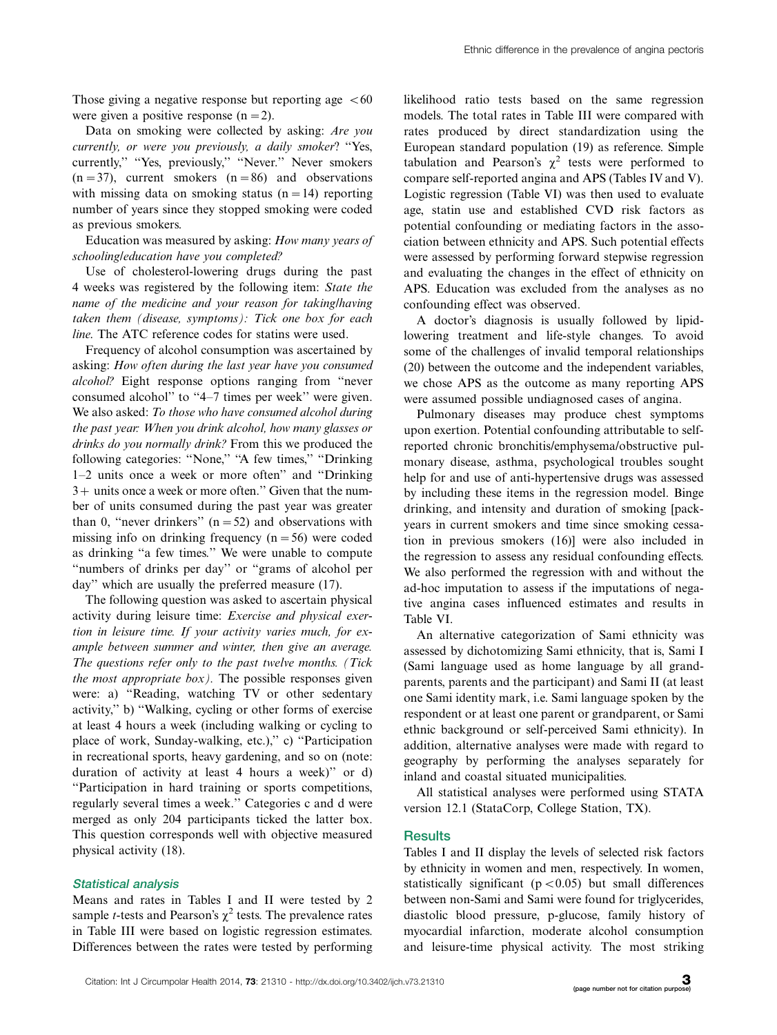Those giving a negative response but reporting age $<60$ were given a positive response ($n = 2$).

Data on smoking were collected by asking: *Are you currently, or were you previously, a daily smoker?* "Yes, currently," "Yes, previously," "Never." Never smokers ($n = 37$), current smokers ($n = 86$) and observations with missing data on smoking status ($n = 14$) reporting number of years since they stopped smoking were coded as previous smokers.

Education was measured by asking: *How many years of schooling/education have you completed?*

Use of cholesterol-lowering drugs during the past 4 weeks was registered by the following item: *State the name of the medicine and your reason for taking/having taken them (disease, symptoms): Tick one box for each line.* The ATC reference codes for statins were used.

Frequency of alcohol consumption was ascertained by asking: *How often during the last year have you consumed alcohol?* Eight response options ranging from "never consumed alcohol" to "4–7 times per week" were given. We also asked: *To those who have consumed alcohol during the past year: When you drink alcohol, how many glasses or drinks do you normally drink?* From this we produced the following categories: "None," "A few times," "Drinking 1–2 units once a week or more often" and "Drinking 3+ units once a week or more often." Given that the number of units consumed during the past year was greater than 0, "never drinkers" ($n = 52$) and observations with missing info on drinking frequency ($n = 56$) were coded as drinking "a few times." We were unable to compute "numbers of drinks per day" or "grams of alcohol per day" which are usually the preferred measure (17).

The following question was asked to ascertain physical activity during leisure time: *Exercise and physical exertion in leisure time. If your activity varies much, for example between summer and winter, then give an average. The questions refer only to the past twelve months. (Tick the most appropriate box).* The possible responses given were: a) "Reading, watching TV or other sedentary activity," b) "Walking, cycling or other forms of exercise at least 4 hours a week (including walking or cycling to place of work, Sunday-walking, etc.)," c) "Participation in recreational sports, heavy gardening, and so on (note: duration of activity at least 4 hours a week)" or d) "Participation in hard training or sports competitions, regularly several times a week." Categories c and d were merged as only 204 participants ticked the latter box. This question corresponds well with objective measured physical activity (18).

### Statistical analysis

Means and rates in Tables I and II were tested by 2 sample *t*-tests and Pearson's $\chi^2$ tests. The prevalence rates in Table III were based on logistic regression estimates. Differences between the rates were tested by performing likelihood ratio tests based on the same regression models. The total rates in Table III were compared with rates produced by direct standardization using the European standard population (19) as reference. Simple tabulation and Pearson's $\chi^2$ tests were performed to compare self-reported angina and APS (Tables IV and V). Logistic regression (Table VI) was then used to evaluate age, statin use and established CVD risk factors as potential confounding or mediating factors in the association between ethnicity and APS. Such potential effects were assessed by performing forward stepwise regression and evaluating the changes in the effect of ethnicity on APS. Education was excluded from the analyses as no confounding effect was observed.

A doctor's diagnosis is usually followed by lipid-lowering treatment and life-style changes. To avoid some of the challenges of invalid temporal relationships (20) between the outcome and the independent variables, we chose APS as the outcome as many reporting APS were assumed possible undiagnosed cases of angina.

Pulmonary diseases may produce chest symptoms upon exertion. Potential confounding attributable to self-reported chronic bronchitis/emphysema/obstructive pulmonary disease, asthma, psychological troubles sought help for and use of anti-hypertensive drugs was assessed by including these items in the regression model. Binge drinking, and intensity and duration of smoking [pack-years in current smokers and time since smoking cessation in previous smokers (16)] were also included in the regression to assess any residual confounding effects. We also performed the regression with and without the ad-hoc imputation to assess if the imputations of negative angina cases influenced estimates and results in Table VI.

An alternative categorization of Sami ethnicity was assessed by dichotomizing Sami ethnicity, that is, Sami I (Sami language used as home language by all grandparents, parents and the participant) and Sami II (at least one Sami identity mark, i.e. Sami language spoken by the respondent or at least one parent or grandparent, or Sami ethnic background or self-perceived Sami ethnicity). In addition, alternative analyses were made with regard to geography by performing the analyses separately for inland and coastal situated municipalities.

All statistical analyses were performed using STATA version 12.1 (StataCorp, College Station, TX).

## Results

Tables I and II display the levels of selected risk factors by ethnicity in women and men, respectively. In women, statistically significant ($p < 0.05$) but small differences between non-Sami and Sami were found for triglycerides, diastolic blood pressure, p-glucose, family history of myocardial infarction, moderate alcohol consumption and leisure-time physical activity. The most striking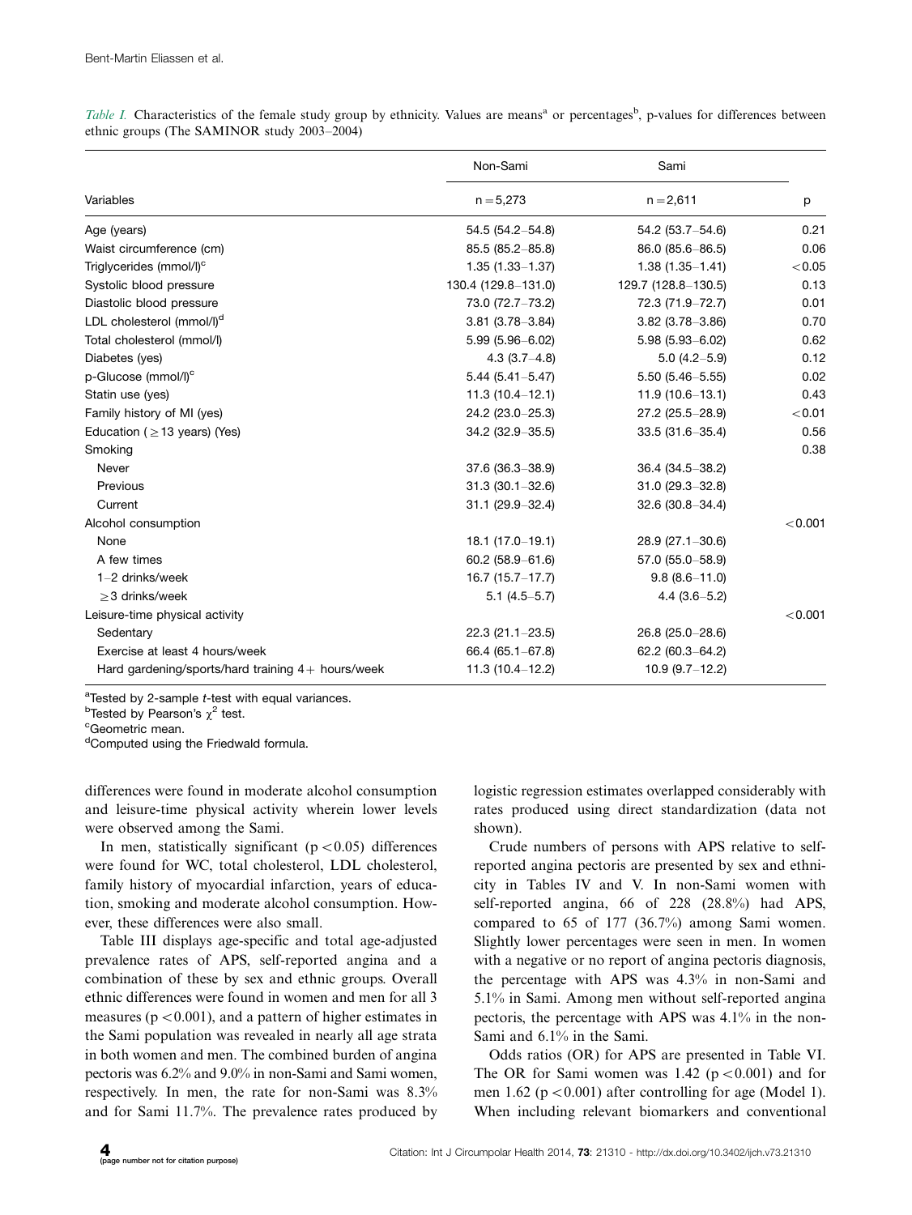*Table I.* Characteristics of the female study group by ethnicity. Values are means[a] or percentages[b], p-values for differences between ethnic groups (The SAMINOR study 2003–2004)

| Variables | Non-Sami n = 5,273 | Sami n = 2,611 | p |
|---|---|---|---|
| Age (years) | 54.5 (54.2–54.8) | 54.2 (53.7–54.6) | 0.21 |
| Waist circumference (cm) | 85.5 (85.2–85.8) | 86.0 (85.6–86.5) | 0.06 |
| Triglycerides (mmol/l)[c] | 1.35 (1.33–1.37) | 1.38 (1.35–1.41) | <0.05 |
| Systolic blood pressure | 130.4 (129.8–131.0) | 129.7 (128.8–130.5) | 0.13 |
| Diastolic blood pressure | 73.0 (72.7–73.2) | 72.3 (71.9–72.7) | 0.01 |
| LDL cholesterol (mmol/l)[d] | 3.81 (3.78–3.84) | 3.82 (3.78–3.86) | 0.70 |
| Total cholesterol (mmol/l) | 5.99 (5.96–6.02) | 5.98 (5.93–6.02) | 0.62 |
| Diabetes (yes) | 4.3 (3.7–4.8) | 5.0 (4.2–5.9) | 0.12 |
| p-Glucose (mmol/l)[c] | 5.44 (5.41–5.47) | 5.50 (5.46–5.55) | 0.02 |
| Statin use (yes) | 11.3 (10.4–12.1) | 11.9 (10.6–13.1) | 0.43 |
| Family history of MI (yes) | 24.2 (23.0–25.3) | 27.2 (25.5–28.9) | <0.01 |
| Education (≥13 years) (Yes) | 34.2 (32.9–35.5) | 33.5 (31.6–35.4) | 0.56 |
| Smoking | | | 0.38 |
| Never | 37.6 (36.3–38.9) | 36.4 (34.5–38.2) | |
| Previous | 31.3 (30.1–32.6) | 31.0 (29.3–32.8) | |
| Current | 31.1 (29.9–32.4) | 32.6 (30.8–34.4) | |
| Alcohol consumption | | | <0.001 |
| None | 18.1 (17.0–19.1) | 28.9 (27.1–30.6) | |
| A few times | 60.2 (58.9–61.6) | 57.0 (55.0–58.9) | |
| 1–2 drinks/week | 16.7 (15.7–17.7) | 9.8 (8.6–11.0) | |
| ≥3 drinks/week | 5.1 (4.5–5.7) | 4.4 (3.6–5.2) | |
| Leisure-time physical activity | | | <0.001 |
| Sedentary | 22.3 (21.1–23.5) | 26.8 (25.0–28.6) | |
| Exercise at least 4 hours/week | 66.4 (65.1–67.8) | 62.2 (60.3–64.2) | |
| Hard gardening/sports/hard training 4+ hours/week | 11.3 (10.4–12.2) | 10.9 (9.7–12.2) | |

[a]Tested by 2-sample *t*-test with equal variances.
[b]Tested by Pearson's $\chi^2$ test.
[c]Geometric mean.
[d]Computed using the Friedwald formula.

differences were found in moderate alcohol consumption and leisure-time physical activity wherein lower levels were observed among the Sami.

In men, statistically significant ($p < 0.05$) differences were found for WC, total cholesterol, LDL cholesterol, family history of myocardial infarction, years of education, smoking and moderate alcohol consumption. However, these differences were also small.

Table III displays age-specific and total age-adjusted prevalence rates of APS, self-reported angina and a combination of these by sex and ethnic groups. Overall ethnic differences were found in women and men for all 3 measures ($p < 0.001$), and a pattern of higher estimates in the Sami population was revealed in nearly all age strata in both women and men. The combined burden of angina pectoris was 6.2% and 9.0% in non-Sami and Sami women, respectively. In men, the rate for non-Sami was 8.3% and for Sami 11.7%. The prevalence rates produced by logistic regression estimates overlapped considerably with rates produced using direct standardization (data not shown).

Crude numbers of persons with APS relative to self-reported angina pectoris are presented by sex and ethnicity in Tables IV and V. In non-Sami women with self-reported angina, 66 of 228 (28.8%) had APS, compared to 65 of 177 (36.7%) among Sami women. Slightly lower percentages were seen in men. In women with a negative or no report of angina pectoris diagnosis, the percentage with APS was 4.3% in non-Sami and 5.1% in Sami. Among men without self-reported angina pectoris, the percentage with APS was 4.1% in the non-Sami and 6.1% in the Sami.

Odds ratios (OR) for APS are presented in Table VI. The OR for Sami women was 1.42 ($p < 0.001$) and for men 1.62 ($p < 0.001$) after controlling for age (Model 1). When including relevant biomarkers and conventional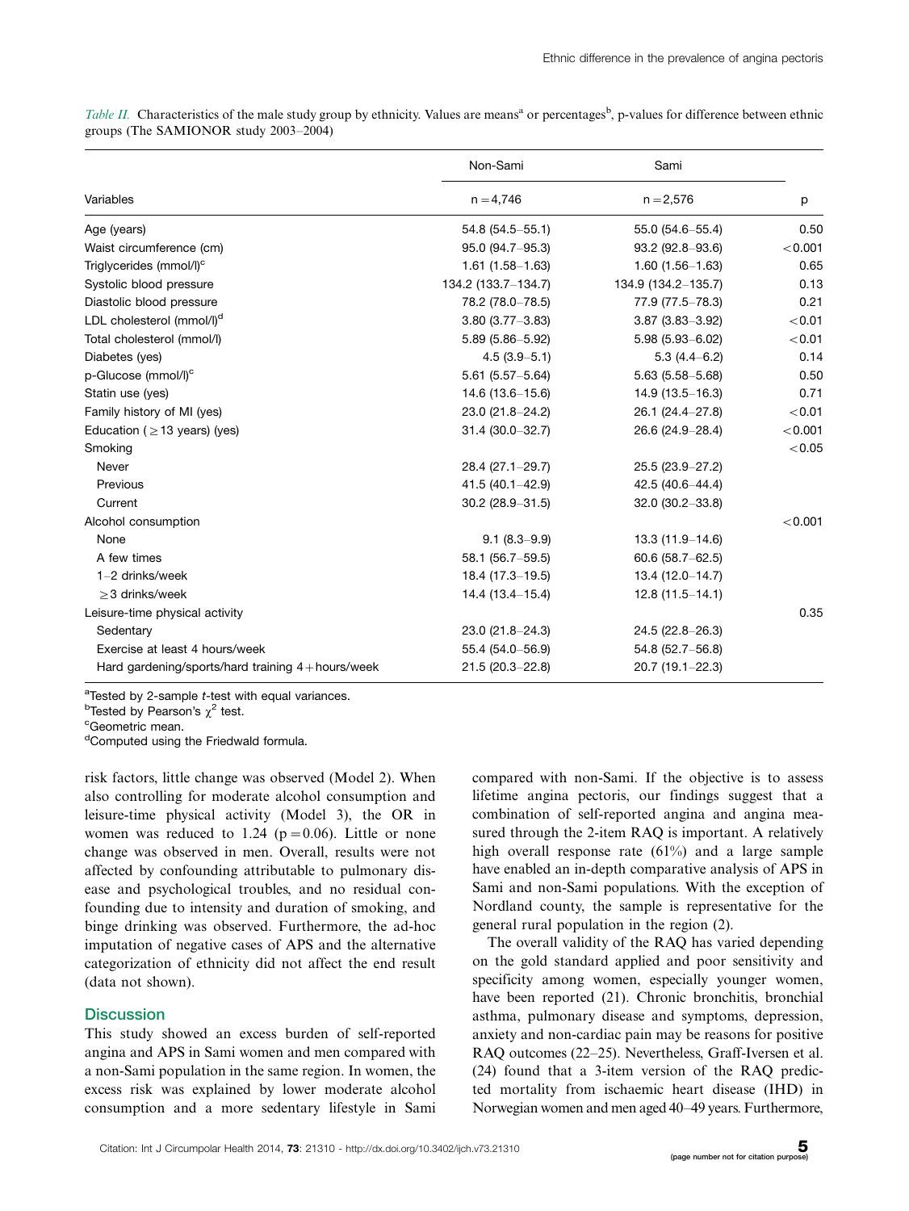*Table II.* Characteristics of the male study group by ethnicity. Values are means[a] or percentages[b], p-values for difference between ethnic groups (The SAMINOR study 2003–2004)

| Variables | Non-Sami n = 4,746 | Sami n = 2,576 | p |
|---|---|---|---|
| Age (years) | 54.8 (54.5–55.1) | 55.0 (54.6–55.4) | 0.50 |
| Waist circumference (cm) | 95.0 (94.7–95.3) | 93.2 (92.8–93.6) | <0.001 |
| Triglycerides (mmol/l)[c] | 1.61 (1.58–1.63) | 1.60 (1.56–1.63) | 0.65 |
| Systolic blood pressure | 134.2 (133.7–134.7) | 134.9 (134.2–135.7) | 0.13 |
| Diastolic blood pressure | 78.2 (78.0–78.5) | 77.9 (77.5–78.3) | 0.21 |
| LDL cholesterol (mmol/l)[d] | 3.80 (3.77–3.83) | 3.87 (3.83–3.92) | <0.01 |
| Total cholesterol (mmol/l) | 5.89 (5.86–5.92) | 5.98 (5.93–6.02) | <0.01 |
| Diabetes (yes) | 4.5 (3.9–5.1) | 5.3 (4.4–6.2) | 0.14 |
| p-Glucose (mmol/l)[c] | 5.61 (5.57–5.64) | 5.63 (5.58–5.68) | 0.50 |
| Statin use (yes) | 14.6 (13.6–15.6) | 14.9 (13.5–16.3) | 0.71 |
| Family history of MI (yes) | 23.0 (21.8–24.2) | 26.1 (24.4–27.8) | <0.01 |
| Education (≥13 years) (yes) | 31.4 (30.0–32.7) | 26.6 (24.9–28.4) | <0.001 |
| Smoking | | | <0.05 |
| Never | 28.4 (27.1–29.7) | 25.5 (23.9–27.2) | |
| Previous | 41.5 (40.1–42.9) | 42.5 (40.6–44.4) | |
| Current | 30.2 (28.9–31.5) | 32.0 (30.2–33.8) | |
| Alcohol consumption | | | <0.001 |
| None | 9.1 (8.3–9.9) | 13.3 (11.9–14.6) | |
| A few times | 58.1 (56.7–59.5) | 60.6 (58.7–62.5) | |
| 1–2 drinks/week | 18.4 (17.3–19.5) | 13.4 (12.0–14.7) | |
| ≥3 drinks/week | 14.4 (13.4–15.4) | 12.8 (11.5–14.1) | |
| Leisure-time physical activity | | | 0.35 |
| Sedentary | 23.0 (21.8–24.3) | 24.5 (22.8–26.3) | |
| Exercise at least 4 hours/week | 55.4 (54.0–56.9) | 54.8 (52.7–56.8) | |
| Hard gardening/sports/hard training 4+hours/week | 21.5 (20.3–22.8) | 20.7 (19.1–22.3) | |

[a]Tested by 2-sample *t*-test with equal variances.
[b]Tested by Pearson's $\chi^2$ test.
[c]Geometric mean.
[d]Computed using the Friedwald formula.

risk factors, little change was observed (Model 2). When also controlling for moderate alcohol consumption and leisure-time physical activity (Model 3), the OR in women was reduced to 1.24 ($p = 0.06$). Little or none change was observed in men. Overall, results were not affected by confounding attributable to pulmonary disease and psychological troubles, and no residual confounding due to intensity and duration of smoking, and binge drinking was observed. Furthermore, the ad-hoc imputation of negative cases of APS and the alternative categorization of ethnicity did not affect the end result (data not shown).

## Discussion

This study showed an excess burden of self-reported angina and APS in Sami women and men compared with a non-Sami population in the same region. In women, the excess risk was explained by lower moderate alcohol consumption and a more sedentary lifestyle in Sami compared with non-Sami. If the objective is to assess lifetime angina pectoris, our findings suggest that a combination of self-reported angina and angina measured through the 2-item RAQ is important. A relatively high overall response rate (61%) and a large sample have enabled an in-depth comparative analysis of APS in Sami and non-Sami populations. With the exception of Nordland county, the sample is representative for the general rural population in the region (2).

The overall validity of the RAQ has varied depending on the gold standard applied and poor sensitivity and specificity among women, especially younger women, have been reported (21). Chronic bronchitis, bronchial asthma, pulmonary disease and symptoms, depression, anxiety and non-cardiac pain may be reasons for positive RAQ outcomes (22–25). Nevertheless, Graff-Iversen et al. (24) found that a 3-item version of the RAQ predicted mortality from ischaemic heart disease (IHD) in Norwegian women and men aged 40–49 years. Furthermore,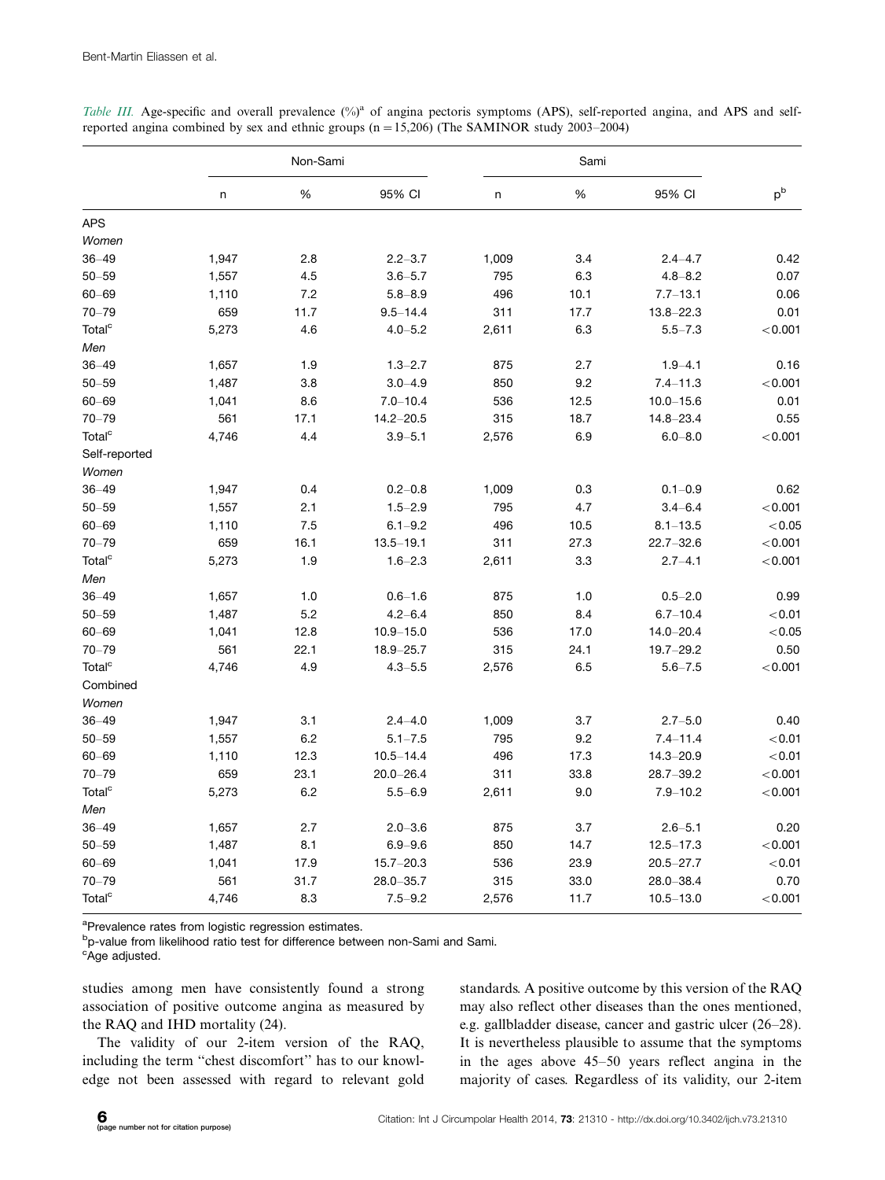*Table III.* Age-specific and overall prevalence (%)[a] of angina pectoris symptoms (APS), self-reported angina, and APS and self-reported angina combined by sex and ethnic groups (n = 15,206) (The SAMINOR study 2003–2004)

| | Non-Sami | | | Sami | | | |
|---|---|---|---|---|---|---|---|
| | n | % | 95% CI | n | % | 95% CI | p[b] |
| APS | | | | | | | |
| *Women* | | | | | | | |
| 36–49 | 1,947 | 2.8 | 2.2–3.7 | 1,009 | 3.4 | 2.4–4.7 | 0.42 |
| 50–59 | 1,557 | 4.5 | 3.6–5.7 | 795 | 6.3 | 4.8–8.2 | 0.07 |
| 60–69 | 1,110 | 7.2 | 5.8–8.9 | 496 | 10.1 | 7.7–13.1 | 0.06 |
| 70–79 | 659 | 11.7 | 9.5–14.4 | 311 | 17.7 | 13.8–22.3 | 0.01 |
| Total[c] | 5,273 | 4.6 | 4.0–5.2 | 2,611 | 6.3 | 5.5–7.3 | <0.001 |
| *Men* | | | | | | | |
| 36–49 | 1,657 | 1.9 | 1.3–2.7 | 875 | 2.7 | 1.9–4.1 | 0.16 |
| 50–59 | 1,487 | 3.8 | 3.0–4.9 | 850 | 9.2 | 7.4–11.3 | <0.001 |
| 60–69 | 1,041 | 8.6 | 7.0–10.4 | 536 | 12.5 | 10.0–15.6 | 0.01 |
| 70–79 | 561 | 17.1 | 14.2–20.5 | 315 | 18.7 | 14.8–23.4 | 0.55 |
| Total[c] | 4,746 | 4.4 | 3.9–5.1 | 2,576 | 6.9 | 6.0–8.0 | <0.001 |
| Self-reported | | | | | | | |
| *Women* | | | | | | | |
| 36–49 | 1,947 | 0.4 | 0.2–0.8 | 1,009 | 0.3 | 0.1–0.9 | 0.62 |
| 50–59 | 1,557 | 2.1 | 1.5–2.9 | 795 | 4.7 | 3.4–6.4 | <0.001 |
| 60–69 | 1,110 | 7.5 | 6.1–9.2 | 496 | 10.5 | 8.1–13.5 | <0.05 |
| 70–79 | 659 | 16.1 | 13.5–19.1 | 311 | 27.3 | 22.7–32.6 | <0.001 |
| Total[c] | 5,273 | 1.9 | 1.6–2.3 | 2,611 | 3.3 | 2.7–4.1 | <0.001 |
| *Men* | | | | | | | |
| 36–49 | 1,657 | 1.0 | 0.6–1.6 | 875 | 1.0 | 0.5–2.0 | 0.99 |
| 50–59 | 1,487 | 5.2 | 4.2–6.4 | 850 | 8.4 | 6.7–10.4 | <0.01 |
| 60–69 | 1,041 | 12.8 | 10.9–15.0 | 536 | 17.0 | 14.0–20.4 | <0.05 |
| 70–79 | 561 | 22.1 | 18.9–25.7 | 315 | 24.1 | 19.7–29.2 | 0.50 |
| Total[c] | 4,746 | 4.9 | 4.3–5.5 | 2,576 | 6.5 | 5.6–7.5 | <0.001 |
| Combined | | | | | | | |
| *Women* | | | | | | | |
| 36–49 | 1,947 | 3.1 | 2.4–4.0 | 1,009 | 3.7 | 2.7–5.0 | 0.40 |
| 50–59 | 1,557 | 6.2 | 5.1–7.5 | 795 | 9.2 | 7.4–11.4 | <0.01 |
| 60–69 | 1,110 | 12.3 | 10.5–14.4 | 496 | 17.3 | 14.3–20.9 | <0.01 |
| 70–79 | 659 | 23.1 | 20.0–26.4 | 311 | 33.8 | 28.7–39.2 | <0.001 |
| Total[c] | 5,273 | 6.2 | 5.5–6.9 | 2,611 | 9.0 | 7.9–10.2 | <0.001 |
| *Men* | | | | | | | |
| 36–49 | 1,657 | 2.7 | 2.0–3.6 | 875 | 3.7 | 2.6–5.1 | 0.20 |
| 50–59 | 1,487 | 8.1 | 6.9–9.6 | 850 | 14.7 | 12.5–17.3 | <0.001 |
| 60–69 | 1,041 | 17.9 | 15.7–20.3 | 536 | 23.9 | 20.5–27.7 | <0.01 |
| 70–79 | 561 | 31.7 | 28.0–35.7 | 315 | 33.0 | 28.0–38.4 | 0.70 |
| Total[c] | 4,746 | 8.3 | 7.5–9.2 | 2,576 | 11.7 | 10.5–13.0 | <0.001 |

[a]Prevalence rates from logistic regression estimates.
[b]p-value from likelihood ratio test for difference between non-Sami and Sami.
[c]Age adjusted.

studies among men have consistently found a strong association of positive outcome angina as measured by the RAQ and IHD mortality (24).

The validity of our 2-item version of the RAQ, including the term "chest discomfort" has to our knowledge not been assessed with regard to relevant gold standards. A positive outcome by this version of the RAQ may also reflect other diseases than the ones mentioned, e.g. gallbladder disease, cancer and gastric ulcer (26–28). It is nevertheless plausible to assume that the symptoms in the ages above 45–50 years reflect angina in the majority of cases. Regardless of its validity, our 2-item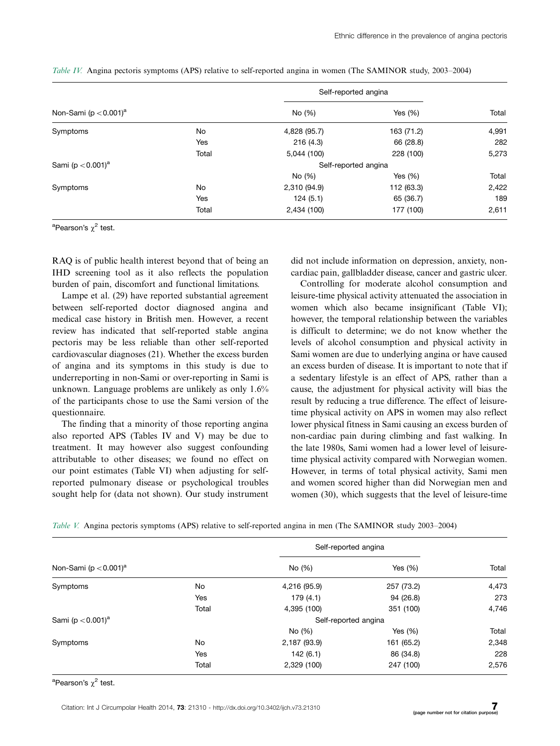*Table IV.* Angina pectoris symptoms (APS) relative to self-reported angina in women (The SAMINOR study, 2003–2004)

| | | Self-reported angina | | |
|---|---|---|---|---|
| Non-Sami ($p < 0.001$)[a] | | No (%) | Yes (%) | Total |
| Symptoms | No | 4,828 (95.7) | 163 (71.2) | 4,991 |
| | Yes | 216 (4.3) | 66 (28.8) | 282 |
| | Total | 5,044 (100) | 228 (100) | 5,273 |
| Sami ($p < 0.001$)[a] | | Self-reported angina | | |
| | | No (%) | Yes (%) | Total |
| Symptoms | No | 2,310 (94.9) | 112 (63.3) | 2,422 |
| | Yes | 124 (5.1) | 65 (36.7) | 189 |
| | Total | 2,434 (100) | 177 (100) | 2,611 |

[a]Pearson's $\chi^2$ test.

RAQ is of public health interest beyond that of being an IHD screening tool as it also reflects the population burden of pain, discomfort and functional limitations.

Lampe et al. (29) have reported substantial agreement between self-reported doctor diagnosed angina and medical case history in British men. However, a recent review has indicated that self-reported stable angina pectoris may be less reliable than other self-reported cardiovascular diagnoses (21). Whether the excess burden of angina and its symptoms in this study is due to underreporting in non-Sami or over-reporting in Sami is unknown. Language problems are unlikely as only 1.6% of the participants chose to use the Sami version of the questionnaire.

The finding that a minority of those reporting angina also reported APS (Tables IV and V) may be due to treatment. It may however also suggest confounding attributable to other diseases; we found no effect on our point estimates (Table VI) when adjusting for self-reported pulmonary disease or psychological troubles sought help for (data not shown). Our study instrument did not include information on depression, anxiety, non-cardiac pain, gallbladder disease, cancer and gastric ulcer.

Controlling for moderate alcohol consumption and leisure-time physical activity attenuated the association in women which also became insignificant (Table VI); however, the temporal relationship between the variables is difficult to determine; we do not know whether the levels of alcohol consumption and physical activity in Sami women are due to underlying angina or have caused an excess burden of disease. It is important to note that if a sedentary lifestyle is an effect of APS, rather than a cause, the adjustment for physical activity will bias the result by reducing a true difference. The effect of leisure-time physical activity on APS in women may also reflect lower physical fitness in Sami causing an excess burden of non-cardiac pain during climbing and fast walking. In the late 1980s, Sami women had a lower level of leisure-time physical activity compared with Norwegian women. However, in terms of total physical activity, Sami men and women scored higher than did Norwegian men and women (30), which suggests that the level of leisure-time

*Table V.* Angina pectoris symptoms (APS) relative to self-reported angina in men (The SAMINOR study 2003–2004)

| | | Self-reported angina | | |
|---|---|---|---|---|
| Non-Sami ($p < 0.001$)[a] | | No (%) | Yes (%) | Total |
| Symptoms | No | 4,216 (95.9) | 257 (73.2) | 4,473 |
| | Yes | 179 (4.1) | 94 (26.8) | 273 |
| | Total | 4,395 (100) | 351 (100) | 4,746 |
| Sami ($p < 0.001$)[a] | | Self-reported angina | | |
| | | No (%) | Yes (%) | Total |
| Symptoms | No | 2,187 (93.9) | 161 (65.2) | 2,348 |
| | Yes | 142 (6.1) | 86 (34.8) | 228 |
| | Total | 2,329 (100) | 247 (100) | 2,576 |

[a]Pearson's $\chi^2$ test.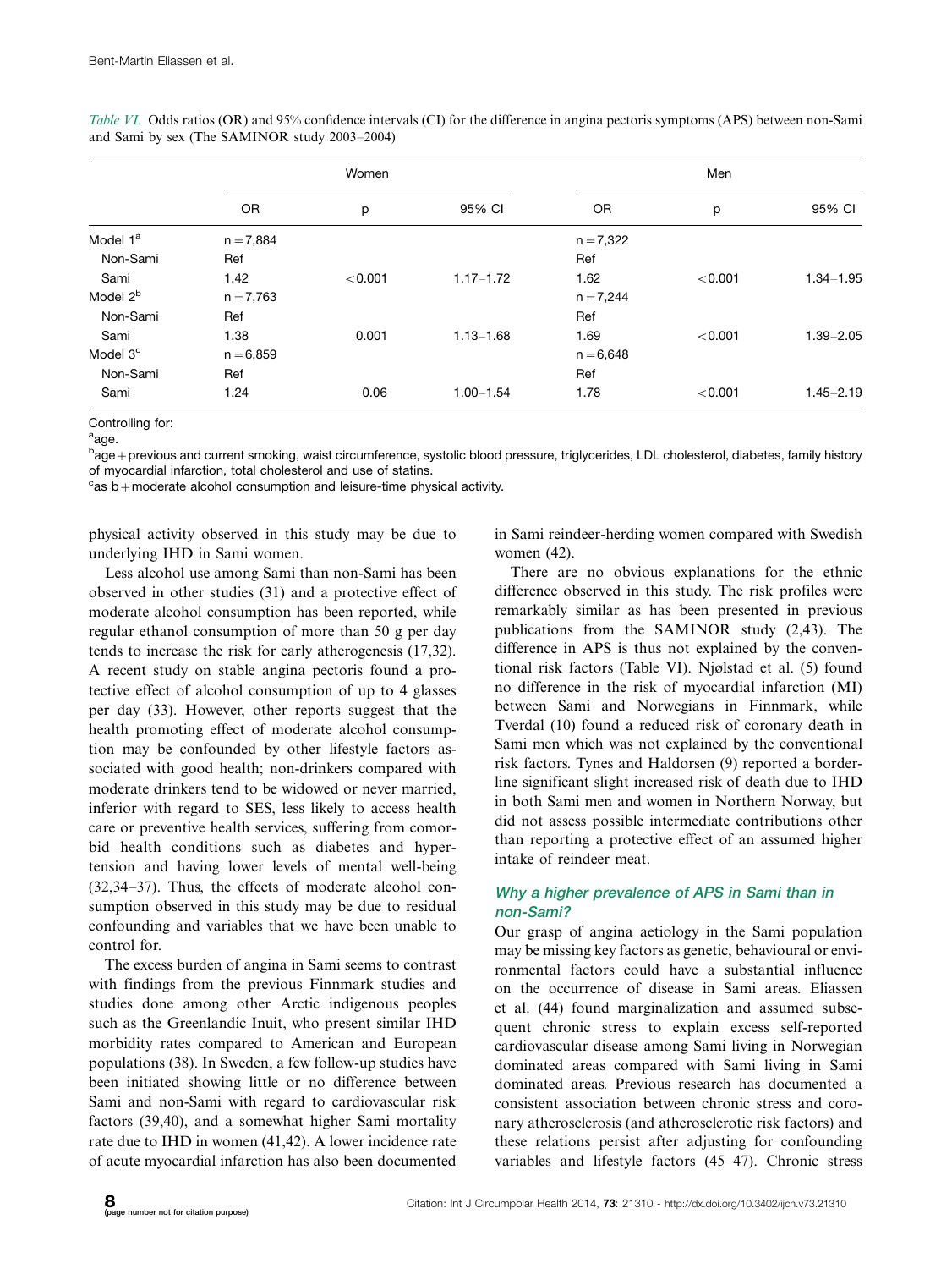*Table VI.* Odds ratios (OR) and 95% confidence intervals (CI) for the difference in angina pectoris symptoms (APS) between non-Sami and Sami by sex (The SAMINOR study 2003–2004)

| | Women | | | Men | | |
|---|---|---|---|---|---|---|
| | OR | p | 95% CI | OR | p | 95% CI |
| Model 1[a] | n = 7,884 | | | n = 7,322 | | |
| Non-Sami | Ref | | | Ref | | |
| Sami | 1.42 | < 0.001 | 1.17–1.72 | 1.62 | < 0.001 | 1.34–1.95 |
| Model 2[b] | n = 7,763 | | | n = 7,244 | | |
| Non-Sami | Ref | | | Ref | | |
| Sami | 1.38 | 0.001 | 1.13–1.68 | 1.69 | < 0.001 | 1.39–2.05 |
| Model 3[c] | n = 6,859 | | | n = 6,648 | | |
| Non-Sami | Ref | | | Ref | | |
| Sami | 1.24 | 0.06 | 1.00–1.54 | 1.78 | < 0.001 | 1.45–2.19 |

Controlling for:
[a]age.
[b]age + previous and current smoking, waist circumference, systolic blood pressure, triglycerides, LDL cholesterol, diabetes, family history of myocardial infarction, total cholesterol and use of statins.
[c]as b + moderate alcohol consumption and leisure-time physical activity.

physical activity observed in this study may be due to underlying IHD in Sami women.

Less alcohol use among Sami than non-Sami has been observed in other studies (31) and a protective effect of moderate alcohol consumption has been reported, while regular ethanol consumption of more than 50 g per day tends to increase the risk for early atherogenesis (17,32). A recent study on stable angina pectoris found a protective effect of alcohol consumption of up to 4 glasses per day (33). However, other reports suggest that the health promoting effect of moderate alcohol consumption may be confounded by other lifestyle factors associated with good health; non-drinkers compared with moderate drinkers tend to be widowed or never married, inferior with regard to SES, less likely to access health care or preventive health services, suffering from comorbid health conditions such as diabetes and hypertension and having lower levels of mental well-being (32,34–37). Thus, the effects of moderate alcohol consumption observed in this study may be due to residual confounding and variables that we have been unable to control for.

The excess burden of angina in Sami seems to contrast with findings from the previous Finnmark studies and studies done among other Arctic indigenous peoples such as the Greenlandic Inuit, who present similar IHD morbidity rates compared to American and European populations (38). In Sweden, a few follow-up studies have been initiated showing little or no difference between Sami and non-Sami with regard to cardiovascular risk factors (39,40), and a somewhat higher Sami mortality rate due to IHD in women (41,42). A lower incidence rate of acute myocardial infarction has also been documented in Sami reindeer-herding women compared with Swedish women (42).

There are no obvious explanations for the ethnic difference observed in this study. The risk profiles were remarkably similar as has been presented in previous publications from the SAMINOR study (2,43). The difference in APS is thus not explained by the conventional risk factors (Table VI). Njølstad et al. (5) found no difference in the risk of myocardial infarction (MI) between Sami and Norwegians in Finnmark, while Tverdal (10) found a reduced risk of coronary death in Sami men which was not explained by the conventional risk factors. Tynes and Haldorsen (9) reported a borderline significant slight increased risk of death due to IHD in both Sami men and women in Northern Norway, but did not assess possible intermediate contributions other than reporting a protective effect of an assumed higher intake of reindeer meat.

### Why a higher prevalence of APS in Sami than in non-Sami?

Our grasp of angina aetiology in the Sami population may be missing key factors as genetic, behavioural or environmental factors could have a substantial influence on the occurrence of disease in Sami areas. Eliassen et al. (44) found marginalization and assumed subsequent chronic stress to explain excess self-reported cardiovascular disease among Sami living in Norwegian dominated areas compared with Sami living in Sami dominated areas. Previous research has documented a consistent association between chronic stress and coronary atherosclerosis (and atherosclerotic risk factors) and these relations persist after adjusting for confounding variables and lifestyle factors (45–47). Chronic stress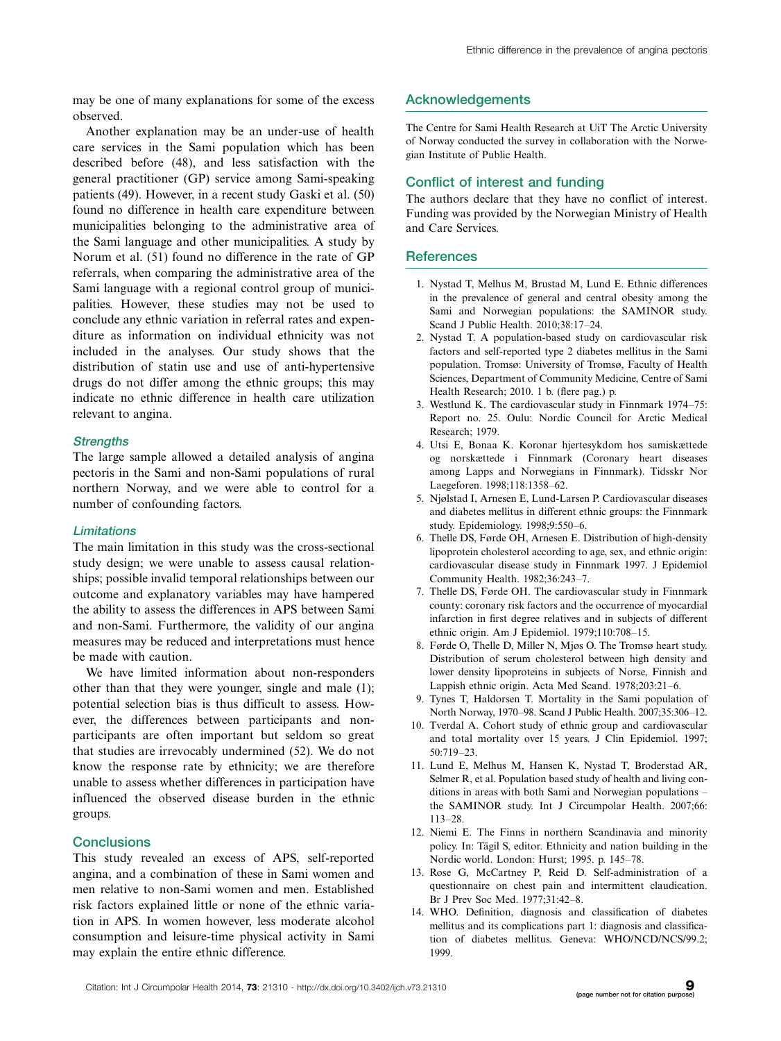may be one of many explanations for some of the excess observed.

Another explanation may be an under-use of health care services in the Sami population which has been described before (48), and less satisfaction with the general practitioner (GP) service among Sami-speaking patients (49). However, in a recent study Gaski et al. (50) found no difference in health care expenditure between municipalities belonging to the administrative area of the Sami language and other municipalities. A study by Norum et al. (51) found no difference in the rate of GP referrals, when comparing the administrative area of the Sami language with a regional control group of municipalities. However, these studies may not be used to conclude any ethnic variation in referral rates and expenditure as information on individual ethnicity was not included in the analyses. Our study shows that the distribution of statin use and use of anti-hypertensive drugs do not differ among the ethnic groups; this may indicate no ethnic difference in health care utilization relevant to angina.

### Strengths

The large sample allowed a detailed analysis of angina pectoris in the Sami and non-Sami populations of rural northern Norway, and we were able to control for a number of confounding factors.

### Limitations

The main limitation in this study was the cross-sectional study design; we were unable to assess causal relationships; possible invalid temporal relationships between our outcome and explanatory variables may have hampered the ability to assess the differences in APS between Sami and non-Sami. Furthermore, the validity of our angina measures may be reduced and interpretations must hence be made with caution.

We have limited information about non-responders other than that they were younger, single and male (1); potential selection bias is thus difficult to assess. However, the differences between participants and non-participants are often important but seldom so great that studies are irrevocably undermined (52). We do not know the response rate by ethnicity; we are therefore unable to assess whether differences in participation have influenced the observed disease burden in the ethnic groups.

## Conclusions

This study revealed an excess of APS, self-reported angina, and a combination of these in Sami women and men relative to non-Sami women and men. Established risk factors explained little or none of the ethnic variation in APS. In women however, less moderate alcohol consumption and leisure-time physical activity in Sami may explain the entire ethnic difference.

## Acknowledgements

The Centre for Sami Health Research at UiT The Arctic University of Norway conducted the survey in collaboration with the Norwegian Institute of Public Health.

## Conflict of interest and funding

The authors declare that they have no conflict of interest. Funding was provided by the Norwegian Ministry of Health and Care Services.

## References

1. Nystad T, Melhus M, Brustad M, Lund E. Ethnic differences in the prevalence of general and central obesity among the Sami and Norwegian populations: the SAMINOR study. Scand J Public Health. 2010;38:17–24.
2. Nystad T. A population-based study on cardiovascular risk factors and self-reported type 2 diabetes mellitus in the Sami population. Tromsø: University of Tromsø, Faculty of Health Sciences, Department of Community Medicine, Centre of Sami Health Research; 2010. 1 b. (flere pag.) p.
3. Westlund K. The cardiovascular study in Finnmark 1974–75: Report no. 25. Oulu: Nordic Council for Arctic Medical Research; 1979.
4. Utsi E, Bonaa K. Koronar hjertesykdom hos samiskættede og norskættede i Finnmark (Coronary heart diseases among Lapps and Norwegians in Finnmark). Tidsskr Nor Laegeforen. 1998;118:1358–62.
5. Njølstad I, Arnesen E, Lund-Larsen P. Cardiovascular diseases and diabetes mellitus in different ethnic groups: the Finnmark study. Epidemiology. 1998;9:550–6.
6. Thelle DS, Førde OH, Arnesen E. Distribution of high-density lipoprotein cholesterol according to age, sex, and ethnic origin: cardiovascular disease study in Finnmark 1997. J Epidemiol Community Health. 1982;36:243–7.
7. Thelle DS, Førde OH. The cardiovascular study in Finnmark county: coronary risk factors and the occurrence of myocardial infarction in first degree relatives and in subjects of different ethnic origin. Am J Epidemiol. 1979;110:708–15.
8. Førde O, Thelle D, Miller N, Mjøs O. The Tromsø heart study. Distribution of serum cholesterol between high density and lower density lipoproteins in subjects of Norse, Finnish and Lappish ethnic origin. Acta Med Scand. 1978;203:21–6.
9. Tynes T, Haldorsen T. Mortality in the Sami population of North Norway, 1970–98. Scand J Public Health. 2007;35:306–12.
10. Tverdal A. Cohort study of ethnic group and cardiovascular and total mortality over 15 years. J Clin Epidemiol. 1997;50:719–23.
11. Lund E, Melhus M, Hansen K, Nystad T, Broderstad AR, Selmer R, et al. Population based study of health and living conditions in areas with both Sami and Norwegian populations – the SAMINOR study. Int J Circumpolar Health. 2007;66:113–28.
12. Niemi E. The Finns in northern Scandinavia and minority policy. In: Tägil S, editor. Ethnicity and nation building in the Nordic world. London: Hurst; 1995. p. 145–78.
13. Rose G, McCartney P, Reid D. Self-administration of a questionnaire on chest pain and intermittent claudication. Br J Prev Soc Med. 1977;31:42–8.
14. WHO. Definition, diagnosis and classification of diabetes mellitus and its complications part 1: diagnosis and classification of diabetes mellitus. Geneva: WHO/NCD/NCS/99.2; 1999.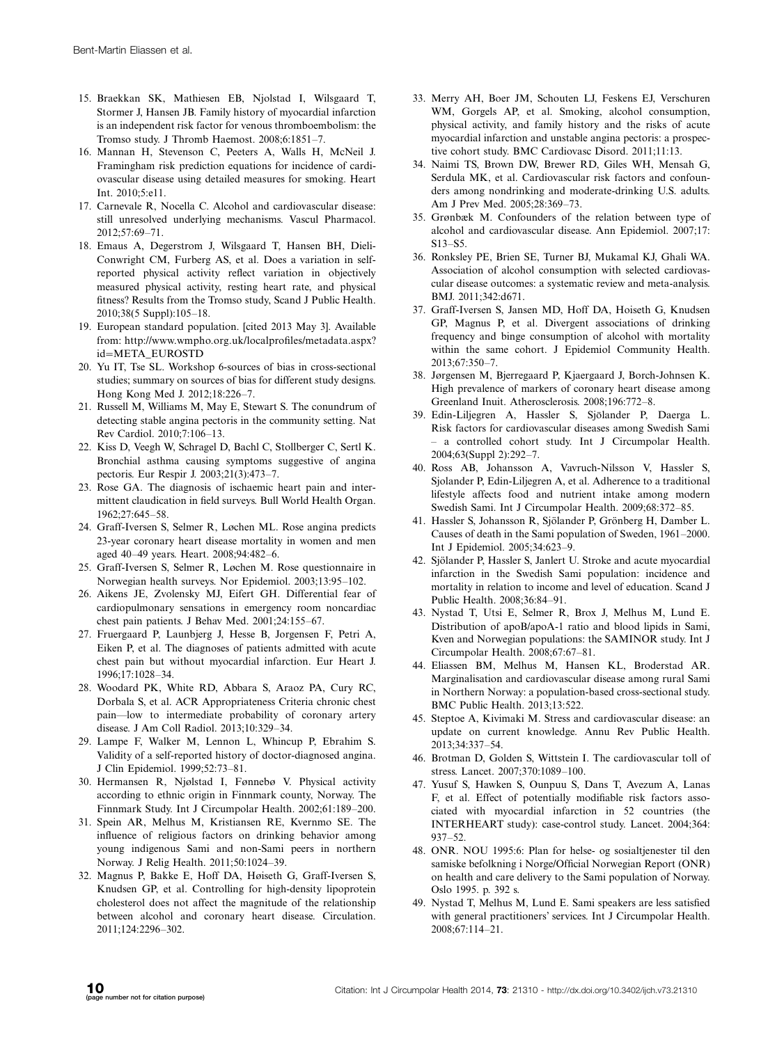15. Braekkan SK, Mathiesen EB, Njolstad I, Wilsgaard T, Stormer J, Hansen JB. Family history of myocardial infarction is an independent risk factor for venous thromboembolism: the Tromso study. J Thromb Haemost. 2008;6:1851–7.
16. Mannan H, Stevenson C, Peeters A, Walls H, McNeil J. Framingham risk prediction equations for incidence of cardiovascular disease using detailed measures for smoking. Heart Int. 2010;5:e11.
17. Carnevale R, Nocella C. Alcohol and cardiovascular disease: still unresolved underlying mechanisms. Vascul Pharmacol. 2012;57:69–71.
18. Emaus A, Degerstrom J, Wilsgaard T, Hansen BH, Dieli-Conwright CM, Furberg AS, et al. Does a variation in self-reported physical activity reflect variation in objectively measured physical activity, resting heart rate, and physical fitness? Results from the Tromso study, Scand J Public Health. 2010;38(5 Suppl):105–18.
19. European standard population. [cited 2013 May 3]. Available from: http://www.wmpho.org.uk/localprofiles/metadata.aspx?id=META_EUROSTD
20. Yu IT, Tse SL. Workshop 6-sources of bias in cross-sectional studies; summary on sources of bias for different study designs. Hong Kong Med J. 2012;18:226–7.
21. Russell M, Williams M, May E, Stewart S. The conundrum of detecting stable angina pectoris in the community setting. Nat Rev Cardiol. 2010;7:106–13.
22. Kiss D, Veegh W, Schragel D, Bachl C, Stollberger C, Sertl K. Bronchial asthma causing symptoms suggestive of angina pectoris. Eur Respir J. 2003;21(3):473–7.
23. Rose GA. The diagnosis of ischaemic heart pain and intermittent claudication in field surveys. Bull World Health Organ. 1962;27:645–58.
24. Graff-Iversen S, Selmer R, Løchen ML. Rose angina predicts 23-year coronary heart disease mortality in women and men aged 40–49 years. Heart. 2008;94:482–6.
25. Graff-Iversen S, Selmer R, Løchen M. Rose questionnaire in Norwegian health surveys. Nor Epidemiol. 2003;13:95–102.
26. Aikens JE, Zvolensky MJ, Eifert GH. Differential fear of cardiopulmonary sensations in emergency room noncardiac chest pain patients. J Behav Med. 2001;24:155–67.
27. Fruergaard P, Launbjerg J, Hesse B, Jorgensen F, Petri A, Eiken P, et al. The diagnoses of patients admitted with acute chest pain but without myocardial infarction. Eur Heart J. 1996;17:1028–34.
28. Woodard PK, White RD, Abbara S, Araoz PA, Cury RC, Dorbala S, et al. ACR Appropriateness Criteria chronic chest pain—low to intermediate probability of coronary artery disease. J Am Coll Radiol. 2013;10:329–34.
29. Lampe F, Walker M, Lennon L, Whincup P, Ebrahim S. Validity of a self-reported history of doctor-diagnosed angina. J Clin Epidemiol. 1999;52:73–81.
30. Hermansen R, Njølstad I, Fønnebø V. Physical activity according to ethnic origin in Finnmark county, Norway. The Finnmark Study. Int J Circumpolar Health. 2002;61:189–200.
31. Spein AR, Melhus M, Kristiansen RE, Kvernmo SE. The influence of religious factors on drinking behavior among young indigenous Sami and non-Sami peers in northern Norway. J Relig Health. 2011;50:1024–39.
32. Magnus P, Bakke E, Hoff DA, Høiseth G, Graff-Iversen S, Knudsen GP, et al. Controlling for high-density lipoprotein cholesterol does not affect the magnitude of the relationship between alcohol and coronary heart disease. Circulation. 2011;124:2296–302.
33. Merry AH, Boer JM, Schouten LJ, Feskens EJ, Verschuren WM, Gorgels AP, et al. Smoking, alcohol consumption, physical activity, and family history and the risks of acute myocardial infarction and unstable angina pectoris: a prospective cohort study. BMC Cardiovasc Disord. 2011;11:13.
34. Naimi TS, Brown DW, Brewer RD, Giles WH, Mensah G, Serdula MK, et al. Cardiovascular risk factors and confounders among nondrinking and moderate-drinking U.S. adults. Am J Prev Med. 2005;28:369–73.
35. Grønbæk M. Confounders of the relation between type of alcohol and cardiovascular disease. Ann Epidemiol. 2007;17: S13–S5.
36. Ronksley PE, Brien SE, Turner BJ, Mukamal KJ, Ghali WA. Association of alcohol consumption with selected cardiovascular disease outcomes: a systematic review and meta-analysis. BMJ. 2011;342:d671.
37. Graff-Iversen S, Jansen MD, Hoff DA, Hoiseth G, Knudsen GP, Magnus P, et al. Divergent associations of drinking frequency and binge consumption of alcohol with mortality within the same cohort. J Epidemiol Community Health. 2013;67:350–7.
38. Jørgensen M, Bjerregaard P, Kjaergaard J, Borch-Johnsen K. High prevalence of markers of coronary heart disease among Greenland Inuit. Atherosclerosis. 2008;196:772–8.
39. Edin-Liljegren A, Hassler S, Sjölander P, Daerga L. Risk factors for cardiovascular diseases among Swedish Sami – a controlled cohort study. Int J Circumpolar Health. 2004;63(Suppl 2):292–7.
40. Ross AB, Johansson A, Vavruch-Nilsson V, Hassler S, Sjolander P, Edin-Liljegren A, et al. Adherence to a traditional lifestyle affects food and nutrient intake among modern Swedish Sami. Int J Circumpolar Health. 2009;68:372–85.
41. Hassler S, Johansson R, Sjölander P, Grönberg H, Damber L. Causes of death in the Sami population of Sweden, 1961–2000. Int J Epidemiol. 2005;34:623–9.
42. Sjölander P, Hassler S, Janlert U. Stroke and acute myocardial infarction in the Swedish Sami population: incidence and mortality in relation to income and level of education. Scand J Public Health. 2008;36:84–91.
43. Nystad T, Utsi E, Selmer R, Brox J, Melhus M, Lund E. Distribution of apoB/apoA-1 ratio and blood lipids in Sami, Kven and Norwegian populations: the SAMINOR study. Int J Circumpolar Health. 2008;67:67–81.
44. Eliassen BM, Melhus M, Hansen KL, Broderstad AR. Marginalisation and cardiovascular disease among rural Sami in Northern Norway: a population-based cross-sectional study. BMC Public Health. 2013;13:522.
45. Steptoe A, Kivimaki M. Stress and cardiovascular disease: an update on current knowledge. Annu Rev Public Health. 2013;34:337–54.
46. Brotman D, Golden S, Wittstein I. The cardiovascular toll of stress. Lancet. 2007;370:1089–100.
47. Yusuf S, Hawken S, Ounpuu S, Dans T, Avezum A, Lanas F, et al. Effect of potentially modifiable risk factors associated with myocardial infarction in 52 countries (the INTERHEART study): case-control study. Lancet. 2004;364: 937–52.
48. ONR. NOU 1995:6: Plan for helse- og sosialtjenester til den samiske befolkning i Norge/Official Norwegian Report (ONR) on health and care delivery to the Sami population of Norway. Oslo 1995. p. 392 s.
49. Nystad T, Melhus M, Lund E. Sami speakers are less satisfied with general practitioners' services. Int J Circumpolar Health. 2008;67:114–21.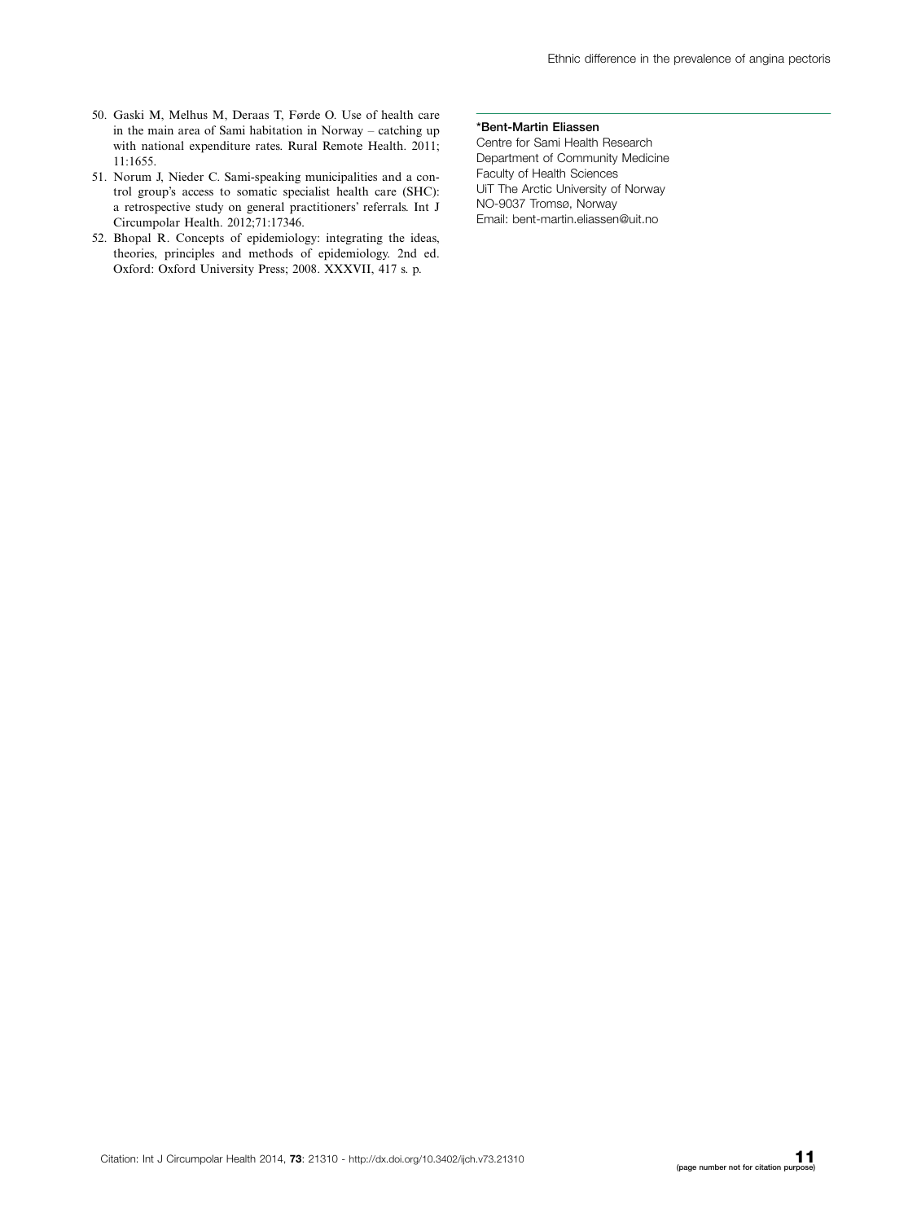50. Gaski M, Melhus M, Deraas T, Førde O. Use of health care in the main area of Sami habitation in Norway – catching up with national expenditure rates. Rural Remote Health. 2011; 11:1655.
51. Norum J, Nieder C. Sami-speaking municipalities and a control group's access to somatic specialist health care (SHC): a retrospective study on general practitioners' referrals. Int J Circumpolar Health. 2012;71:17346.
52. Bhopal R. Concepts of epidemiology: integrating the ideas, theories, principles and methods of epidemiology. 2nd ed. Oxford: Oxford University Press; 2008. XXXVII, 417 s. p.

**\*Bent-Martin Eliassen**
Centre for Sami Health Research
Department of Community Medicine
Faculty of Health Sciences
UiT The Arctic University of Norway
NO-9037 Tromsø, Norway
Email: bent-martin.eliassen@uit.no